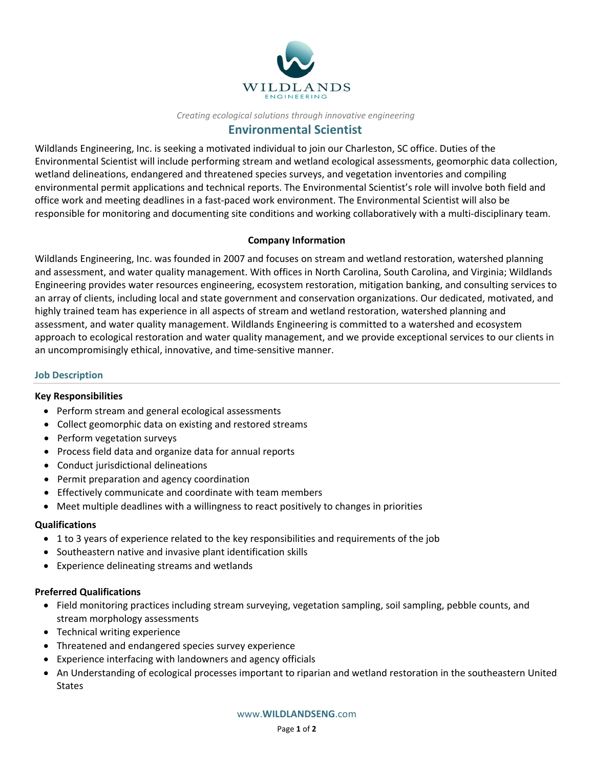WILDLANDS ENGINEERING

*Creating ecological solutions through innovative engineering*

# Environmental Scientist

Wildlands Engineering, Inc. is seeking a motivated individual to join our Charleston, SC office. Duties of the Environmental Scientist will include performing stream and wetland ecological assessments, geomorphic data collection, wetland delineations, endangered and threatened species surveys, and vegetation inventories and compiling environmental permit applications and technical reports. The Environmental Scientist's role will involve both field and office work and meeting deadlines in a fast-paced work environment. The Environmental Scientist will also be responsible for monitoring and documenting site conditions and working collaboratively with a multi-disciplinary team.

**Company Information**

Wildlands Engineering, Inc. was founded in 2007 and focuses on stream and wetland restoration, watershed planning and assessment, and water quality management. With offices in North Carolina, South Carolina, and Virginia; Wildlands Engineering provides water resources engineering, ecosystem restoration, mitigation banking, and consulting services to an array of clients, including local and state government and conservation organizations. Our dedicated, motivated, and highly trained team has experience in all aspects of stream and wetland restoration, watershed planning and assessment, and water quality management. Wildlands Engineering is committed to a watershed and ecosystem approach to ecological restoration and water quality management, and we provide exceptional services to our clients in an uncompromisingly ethical, innovative, and time-sensitive manner.

## Job Description

**Key Responsibilities**

- Perform stream and general ecological assessments
- Collect geomorphic data on existing and restored streams
- Perform vegetation surveys
- Process field data and organize data for annual reports
- Conduct jurisdictional delineations
- Permit preparation and agency coordination
- Effectively communicate and coordinate with team members
- Meet multiple deadlines with a willingness to react positively to changes in priorities

**Qualifications**

- 1 to 3 years of experience related to the key responsibilities and requirements of the job
- Southeastern native and invasive plant identification skills
- Experience delineating streams and wetlands

**Preferred Qualifications**

- Field monitoring practices including stream surveying, vegetation sampling, soil sampling, pebble counts, and stream morphology assessments
- Technical writing experience
- Threatened and endangered species survey experience
- Experience interfacing with landowners and agency officials
- An Understanding of ecological processes important to riparian and wetland restoration in the southeastern United States

www.WILDLANDSENG.com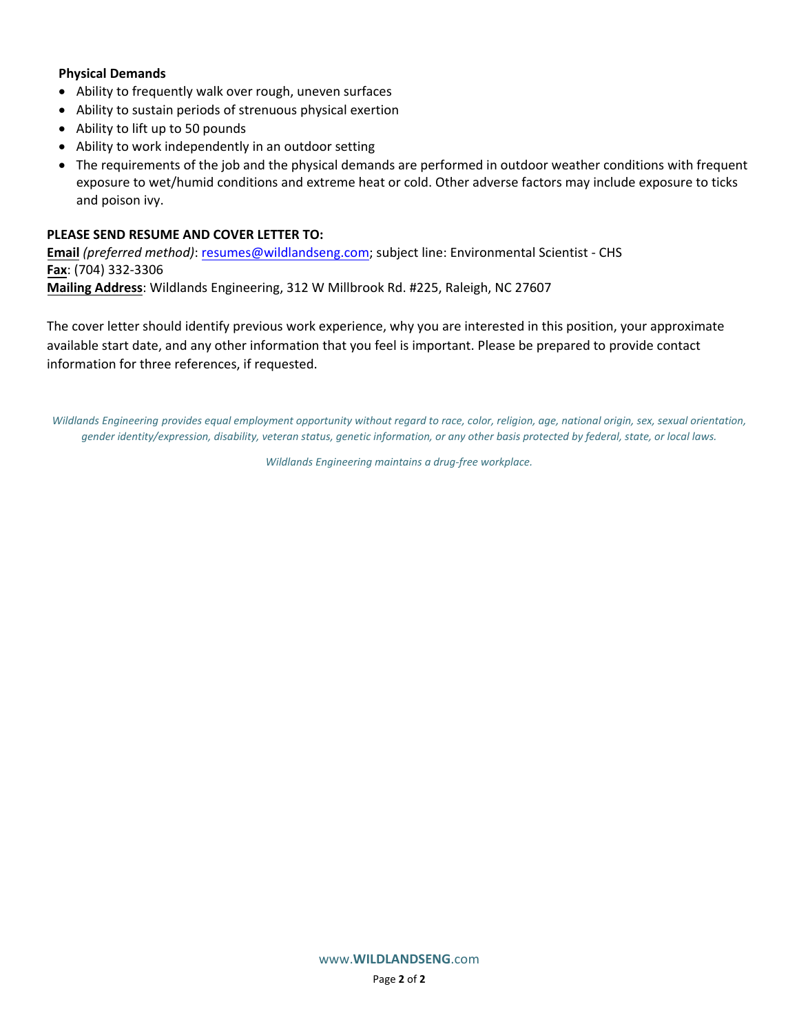**Physical Demands**

- Ability to frequently walk over rough, uneven surfaces
- Ability to sustain periods of strenuous physical exertion
- Ability to lift up to 50 pounds
- Ability to work independently in an outdoor setting
- The requirements of the job and the physical demands are performed in outdoor weather conditions with frequent exposure to wet/humid conditions and extreme heat or cold. Other adverse factors may include exposure to ticks and poison ivy.

**PLEASE SEND RESUME AND COVER LETTER TO:**

**Email** *(preferred method)*: resumes@wildlandseng.com; subject line: Environmental Scientist - CHS
**Fax**: (704) 332-3306
**Mailing Address**: Wildlands Engineering, 312 W Millbrook Rd. #225, Raleigh, NC 27607

The cover letter should identify previous work experience, why you are interested in this position, your approximate available start date, and any other information that you feel is important. Please be prepared to provide contact information for three references, if requested.

*Wildlands Engineering provides equal employment opportunity without regard to race, color, religion, age, national origin, sex, sexual orientation, gender identity/expression, disability, veteran status, genetic information, or any other basis protected by federal, state, or local laws.*

*Wildlands Engineering maintains a drug-free workplace.*

www.**WILDLANDSENG**.com